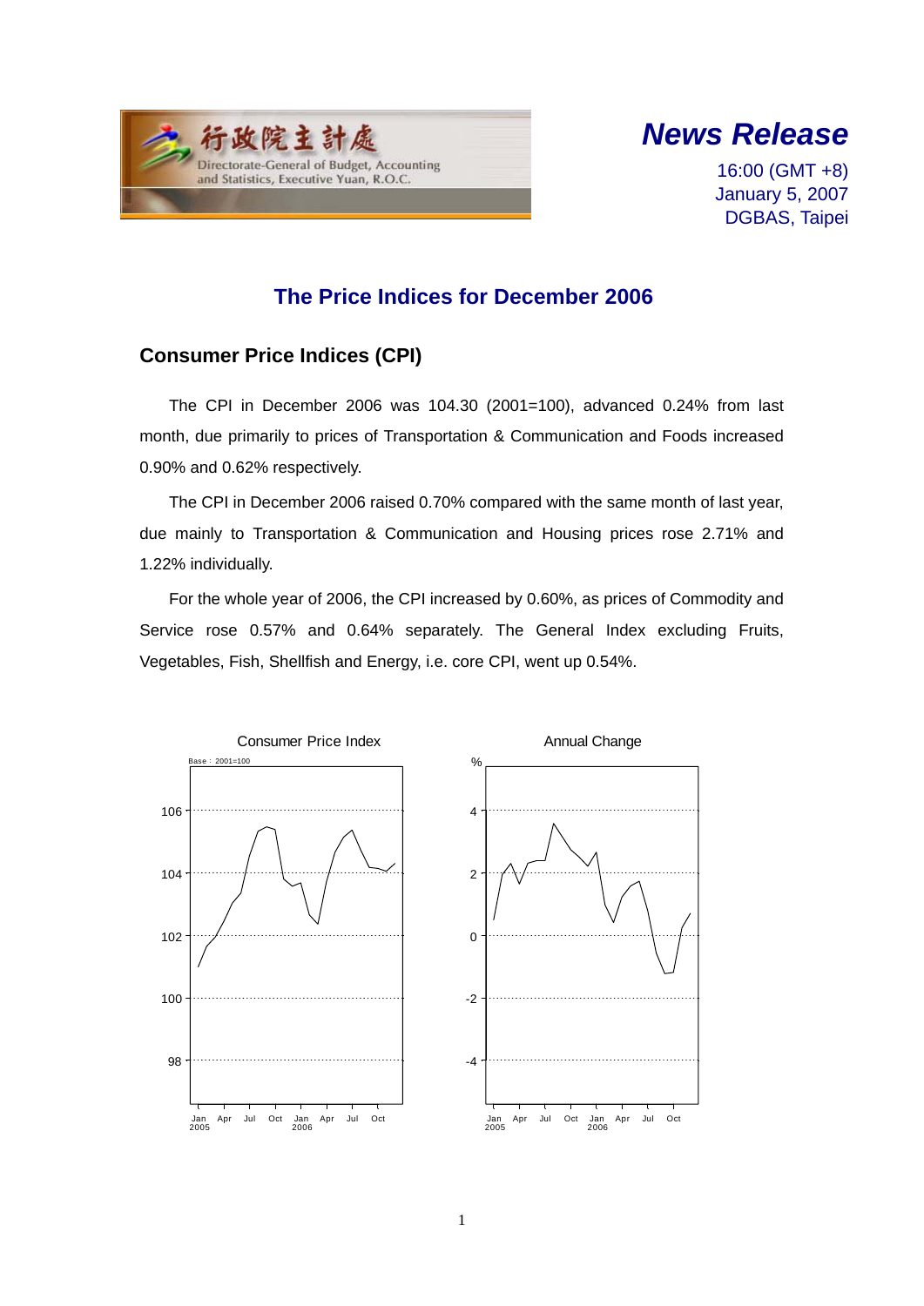行政院主計處
Directorate-General of Budget, Accounting and Statistics, Executive Yuan, R.O.C.

***News Release***

16:00 (GMT +8)
January 5, 2007
DGBAS, Taipei

# The Price Indices for December 2006

## Consumer Price Indices (CPI)

The CPI in December 2006 was 104.30 (2001=100), advanced 0.24% from last month, due primarily to prices of Transportation & Communication and Foods increased 0.90% and 0.62% respectively.

The CPI in December 2006 raised 0.70% compared with the same month of last year, due mainly to Transportation & Communication and Housing prices rose 2.71% and 1.22% individually.

For the whole year of 2006, the CPI increased by 0.60%, as prices of Commodity and Service rose 0.57% and 0.64% separately. The General Index excluding Fruits, Vegetables, Fish, Shellfish and Energy, i.e. core CPI, went up 0.54%.

Consumer Price Index

Base：2001=100

Annual Change

%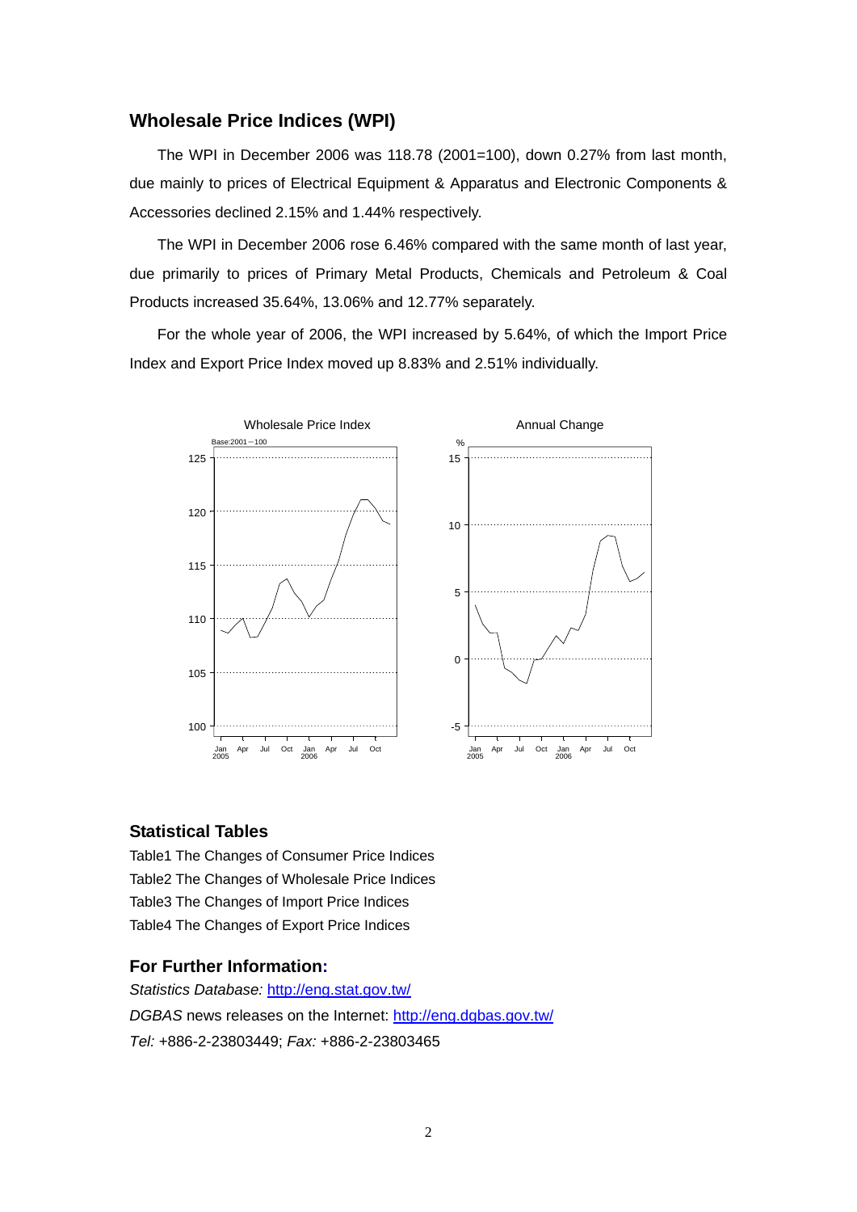## Wholesale Price Indices (WPI)

The WPI in December 2006 was 118.78 (2001=100), down 0.27% from last month, due mainly to prices of Electrical Equipment & Apparatus and Electronic Components & Accessories declined 2.15% and 1.44% respectively.

The WPI in December 2006 rose 6.46% compared with the same month of last year, due primarily to prices of Primary Metal Products, Chemicals and Petroleum & Coal Products increased 35.64%, 13.06% and 12.77% separately.

For the whole year of 2006, the WPI increased by 5.64%, of which the Import Price Index and Export Price Index moved up 8.83% and 2.51% individually.

## Statistical Tables

Table1 The Changes of Consumer Price Indices

Table2 The Changes of Wholesale Price Indices

Table3 The Changes of Import Price Indices

Table4 The Changes of Export Price Indices

## For Further Information:

*Statistics Database:* http://eng.stat.gov.tw/

*DGBAS* news releases on the Internet: http://eng.dgbas.gov.tw/

*Tel:* +886-2-23803449; *Fax:* +886-2-23803465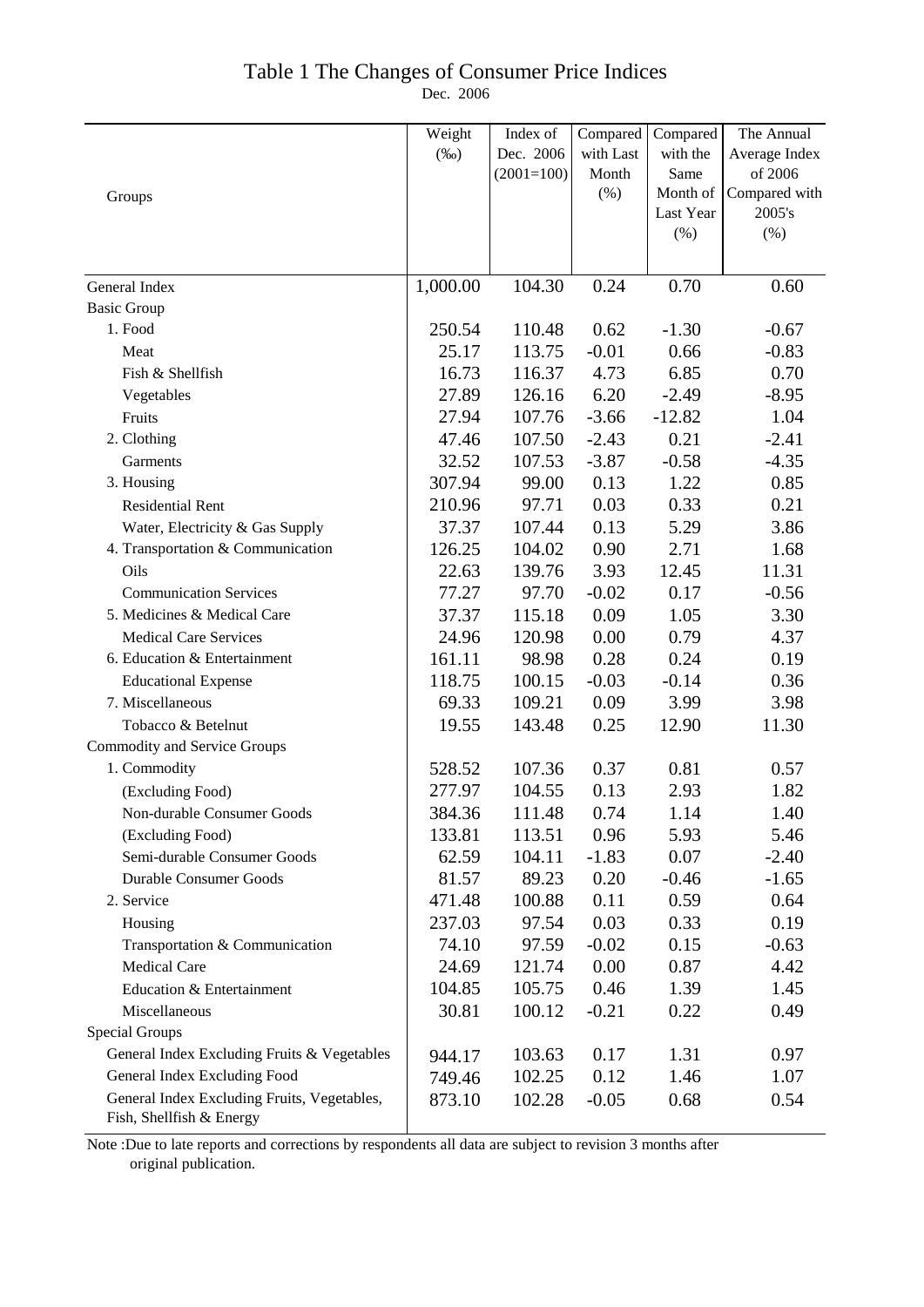# Table 1 The Changes of Consumer Price Indices

Dec. 2006

| Groups | Weight (‰) | Index of Dec. 2006 (2001=100) | Compared with Last Month (%) | Compared with the Same Month of Last Year (%) | The Annual Average Index of 2006 Compared with 2005's (%) |
|---|---|---|---|---|---|
| General Index | 1,000.00 | 104.30 | 0.24 | 0.70 | 0.60 |
| Basic Group | | | | | |
| 1. Food | 250.54 | 110.48 | 0.62 | -1.30 | -0.67 |
| Meat | 25.17 | 113.75 | -0.01 | 0.66 | -0.83 |
| Fish & Shellfish | 16.73 | 116.37 | 4.73 | 6.85 | 0.70 |
| Vegetables | 27.89 | 126.16 | 6.20 | -2.49 | -8.95 |
| Fruits | 27.94 | 107.76 | -3.66 | -12.82 | 1.04 |
| 2. Clothing | 47.46 | 107.50 | -2.43 | 0.21 | -2.41 |
| Garments | 32.52 | 107.53 | -3.87 | -0.58 | -4.35 |
| 3. Housing | 307.94 | 99.00 | 0.13 | 1.22 | 0.85 |
| Residential Rent | 210.96 | 97.71 | 0.03 | 0.33 | 0.21 |
| Water, Electricity & Gas Supply | 37.37 | 107.44 | 0.13 | 5.29 | 3.86 |
| 4. Transportation & Communication | 126.25 | 104.02 | 0.90 | 2.71 | 1.68 |
| Oils | 22.63 | 139.76 | 3.93 | 12.45 | 11.31 |
| Communication Services | 77.27 | 97.70 | -0.02 | 0.17 | -0.56 |
| 5. Medicines & Medical Care | 37.37 | 115.18 | 0.09 | 1.05 | 3.30 |
| Medical Care Services | 24.96 | 120.98 | 0.00 | 0.79 | 4.37 |
| 6. Education & Entertainment | 161.11 | 98.98 | 0.28 | 0.24 | 0.19 |
| Educational Expense | 118.75 | 100.15 | -0.03 | -0.14 | 0.36 |
| 7. Miscellaneous | 69.33 | 109.21 | 0.09 | 3.99 | 3.98 |
| Tobacco & Betelnut | 19.55 | 143.48 | 0.25 | 12.90 | 11.30 |
| Commodity and Service Groups | | | | | |
| 1. Commodity | 528.52 | 107.36 | 0.37 | 0.81 | 0.57 |
| (Excluding Food) | 277.97 | 104.55 | 0.13 | 2.93 | 1.82 |
| Non-durable Consumer Goods | 384.36 | 111.48 | 0.74 | 1.14 | 1.40 |
| (Excluding Food) | 133.81 | 113.51 | 0.96 | 5.93 | 5.46 |
| Semi-durable Consumer Goods | 62.59 | 104.11 | -1.83 | 0.07 | -2.40 |
| Durable Consumer Goods | 81.57 | 89.23 | 0.20 | -0.46 | -1.65 |
| 2. Service | 471.48 | 100.88 | 0.11 | 0.59 | 0.64 |
| Housing | 237.03 | 97.54 | 0.03 | 0.33 | 0.19 |
| Transportation & Communication | 74.10 | 97.59 | -0.02 | 0.15 | -0.63 |
| Medical Care | 24.69 | 121.74 | 0.00 | 0.87 | 4.42 |
| Education & Entertainment | 104.85 | 105.75 | 0.46 | 1.39 | 1.45 |
| Miscellaneous | 30.81 | 100.12 | -0.21 | 0.22 | 0.49 |
| Special Groups | | | | | |
| General Index Excluding Fruits & Vegetables | 944.17 | 103.63 | 0.17 | 1.31 | 0.97 |
| General Index Excluding Food | 749.46 | 102.25 | 0.12 | 1.46 | 1.07 |
| General Index Excluding Fruits, Vegetables, Fish, Shellfish & Energy | 873.10 | 102.28 | -0.05 | 0.68 | 0.54 |

Note :Due to late reports and corrections by respondents all data are subject to revision 3 months after original publication.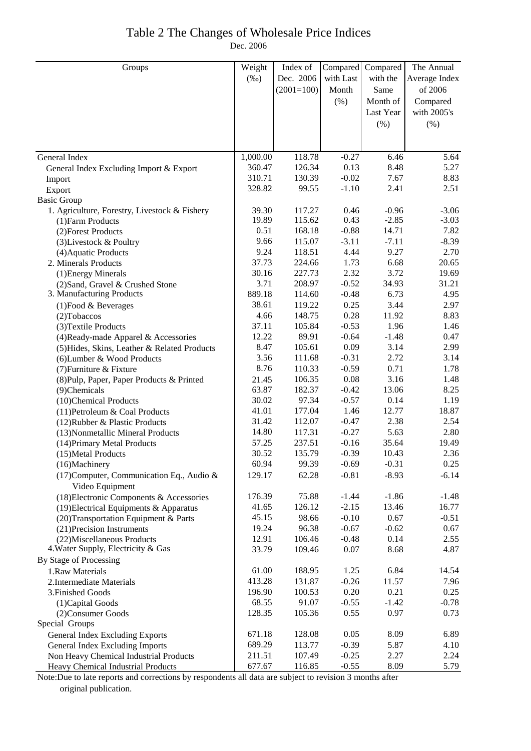# Table 2 The Changes of Wholesale Price Indices

Dec. 2006

| Groups | Weight (‰) | Index of Dec. 2006 (2001=100) | Compared with Last Month (%) | Compared with the Same Month of Last Year (%) | The Annual Average Index of 2006 Compared with 2005's (%) |
|---|---|---|---|---|---|
| General Index | 1,000.00 | 118.78 | -0.27 | 6.46 | 5.64 |
| General Index Excluding Import & Export | 360.47 | 126.34 | 0.13 | 8.48 | 5.27 |
| Import | 310.71 | 130.39 | -0.02 | 7.67 | 8.83 |
| Export | 328.82 | 99.55 | -1.10 | 2.41 | 2.51 |
| Basic Group | | | | | |
| 1. Agriculture, Forestry, Livestock & Fishery | 39.30 | 117.27 | 0.46 | -0.96 | -3.06 |
| (1)Farm Products | 19.89 | 115.62 | 0.43 | -2.85 | -3.03 |
| (2)Forest Products | 0.51 | 168.18 | -0.88 | 14.71 | 7.82 |
| (3)Livestock & Poultry | 9.66 | 115.07 | -3.11 | -7.11 | -8.39 |
| (4)Aquatic Products | 9.24 | 118.51 | 4.44 | 9.27 | 2.70 |
| 2. Minerals Products | 37.73 | 224.66 | 1.73 | 6.68 | 20.65 |
| (1)Energy Minerals | 30.16 | 227.73 | 2.32 | 3.72 | 19.69 |
| (2)Sand, Gravel & Crushed Stone | 3.71 | 208.97 | -0.52 | 34.93 | 31.21 |
| 3. Manufacturing Products | 889.18 | 114.60 | -0.48 | 6.73 | 4.95 |
| (1)Food & Beverages | 38.61 | 119.22 | 0.25 | 3.44 | 2.97 |
| (2)Tobaccos | 4.66 | 148.75 | 0.28 | 11.92 | 8.83 |
| (3)Textile Products | 37.11 | 105.84 | -0.53 | 1.96 | 1.46 |
| (4)Ready-made Apparel & Accessories | 12.22 | 89.91 | -0.64 | -1.48 | 0.47 |
| (5)Hides, Skins, Leather & Related Products | 8.47 | 105.61 | 0.09 | 3.14 | 2.99 |
| (6)Lumber & Wood Products | 3.56 | 111.68 | -0.31 | 2.72 | 3.14 |
| (7)Furniture & Fixture | 8.76 | 110.33 | -0.59 | 0.71 | 1.78 |
| (8)Pulp, Paper, Paper Products & Printed | 21.45 | 106.35 | 0.08 | 3.16 | 1.48 |
| (9)Chemicals | 63.87 | 182.37 | -0.42 | 13.06 | 8.25 |
| (10)Chemical Products | 30.02 | 97.34 | -0.57 | 0.14 | 1.19 |
| (11)Petroleum & Coal Products | 41.01 | 177.04 | 1.46 | 12.77 | 18.87 |
| (12)Rubber & Plastic Products | 31.42 | 112.07 | -0.47 | 2.38 | 2.54 |
| (13)Nonmetallic Mineral Products | 14.80 | 117.31 | -0.27 | 5.63 | 2.80 |
| (14)Primary Metal Products | 57.25 | 237.51 | -0.16 | 35.64 | 19.49 |
| (15)Metal Products | 30.52 | 135.79 | -0.39 | 10.43 | 2.36 |
| (16)Machinery | 60.94 | 99.39 | -0.69 | -0.31 | 0.25 |
| (17)Computer, Communication Eq., Audio & Video Equipment | 129.17 | 62.28 | -0.81 | -8.93 | -6.14 |
| (18)Electronic Components & Accessories | 176.39 | 75.88 | -1.44 | -1.86 | -1.48 |
| (19)Electrical Equipments & Apparatus | 41.65 | 126.12 | -2.15 | 13.46 | 16.77 |
| (20)Transportation Equipment & Parts | 45.15 | 98.66 | -0.10 | 0.67 | -0.51 |
| (21)Precision Instruments | 19.24 | 96.38 | -0.67 | -0.62 | 0.67 |
| (22)Miscellaneous Products | 12.91 | 106.46 | -0.48 | 0.14 | 2.55 |
| 4.Water Supply, Electricity & Gas | 33.79 | 109.46 | 0.07 | 8.68 | 4.87 |
| By Stage of Processing | | | | | |
| 1.Raw Materials | 61.00 | 188.95 | 1.25 | 6.84 | 14.54 |
| 2.Intermediate Materials | 413.28 | 131.87 | -0.26 | 11.57 | 7.96 |
| 3.Finished Goods | 196.90 | 100.53 | 0.20 | 0.21 | 0.25 |
| (1)Capital Goods | 68.55 | 91.07 | -0.55 | -1.42 | -0.78 |
| (2)Consumer Goods | 128.35 | 105.36 | 0.55 | 0.97 | 0.73 |
| Special Groups | | | | | |
| General Index Excluding Exports | 671.18 | 128.08 | 0.05 | 8.09 | 6.89 |
| General Index Excluding Imports | 689.29 | 113.77 | -0.39 | 5.87 | 4.10 |
| Non Heavy Chemical Industrial Products | 211.51 | 107.49 | -0.25 | 2.27 | 2.24 |
| Heavy Chemical Industrial Products | 677.67 | 116.85 | -0.55 | 8.09 | 5.79 |

Note:Due to late reports and corrections by respondents all data are subject to revision 3 months after original publication.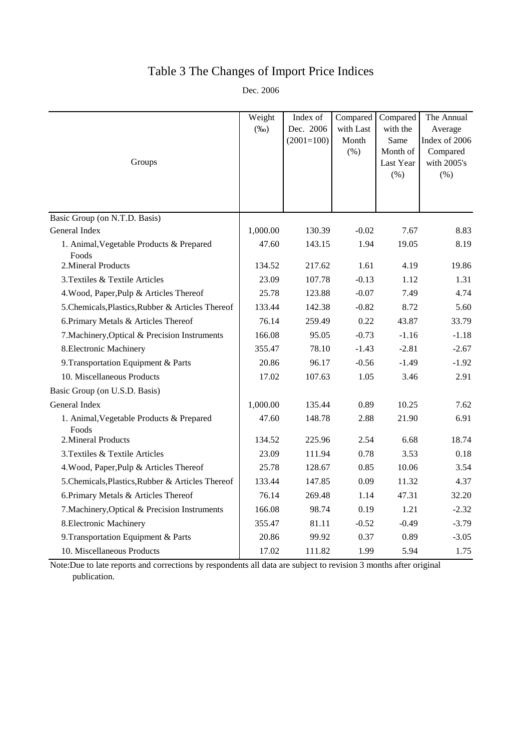# Table 3 The Changes of Import Price Indices

Dec. 2006

| Groups | Weight (‰) | Index of Dec. 2006 (2001=100) | Compared with Last Month (%) | Compared with the Same Month of Last Year (%) | The Annual Average Index of 2006 Compared with 2005's (%) |
|---|---|---|---|---|---|
| Basic Group (on N.T.D. Basis) | | | | | |
| General Index | 1,000.00 | 130.39 | -0.02 | 7.67 | 8.83 |
| 1. Animal,Vegetable Products & Prepared Foods | 47.60 | 143.15 | 1.94 | 19.05 | 8.19 |
| 2.Mineral Products | 134.52 | 217.62 | 1.61 | 4.19 | 19.86 |
| 3.Textiles & Textile Articles | 23.09 | 107.78 | -0.13 | 1.12 | 1.31 |
| 4.Wood, Paper,Pulp & Articles Thereof | 25.78 | 123.88 | -0.07 | 7.49 | 4.74 |
| 5.Chemicals,Plastics,Rubber & Articles Thereof | 133.44 | 142.38 | -0.82 | 8.72 | 5.60 |
| 6.Primary Metals & Articles Thereof | 76.14 | 259.49 | 0.22 | 43.87 | 33.79 |
| 7.Machinery,Optical & Precision Instruments | 166.08 | 95.05 | -0.73 | -1.16 | -1.18 |
| 8.Electronic Machinery | 355.47 | 78.10 | -1.43 | -2.81 | -2.67 |
| 9.Transportation Equipment & Parts | 20.86 | 96.17 | -0.56 | -1.49 | -1.92 |
| 10. Miscellaneous Products | 17.02 | 107.63 | 1.05 | 3.46 | 2.91 |
| Basic Group (on U.S.D. Basis) | | | | | |
| General Index | 1,000.00 | 135.44 | 0.89 | 10.25 | 7.62 |
| 1. Animal,Vegetable Products & Prepared Foods | 47.60 | 148.78 | 2.88 | 21.90 | 6.91 |
| 2.Mineral Products | 134.52 | 225.96 | 2.54 | 6.68 | 18.74 |
| 3.Textiles & Textile Articles | 23.09 | 111.94 | 0.78 | 3.53 | 0.18 |
| 4.Wood, Paper,Pulp & Articles Thereof | 25.78 | 128.67 | 0.85 | 10.06 | 3.54 |
| 5.Chemicals,Plastics,Rubber & Articles Thereof | 133.44 | 147.85 | 0.09 | 11.32 | 4.37 |
| 6.Primary Metals & Articles Thereof | 76.14 | 269.48 | 1.14 | 47.31 | 32.20 |
| 7.Machinery,Optical & Precision Instruments | 166.08 | 98.74 | 0.19 | 1.21 | -2.32 |
| 8.Electronic Machinery | 355.47 | 81.11 | -0.52 | -0.49 | -3.79 |
| 9.Transportation Equipment & Parts | 20.86 | 99.92 | 0.37 | 0.89 | -3.05 |
| 10. Miscellaneous Products | 17.02 | 111.82 | 1.99 | 5.94 | 1.75 |

Note:Due to late reports and corrections by respondents all data are subject to revision 3 months after original publication.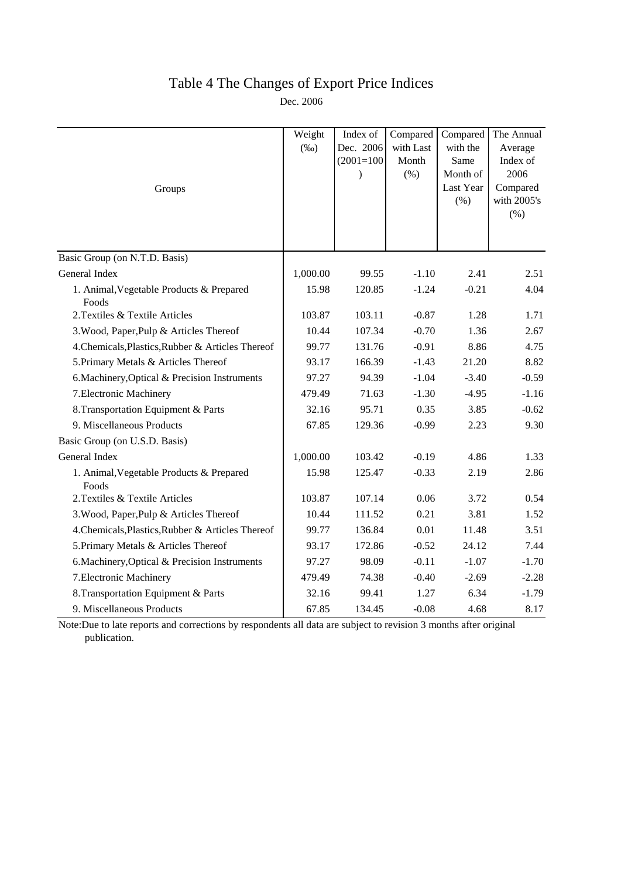# Table 4 The Changes of Export Price Indices

Dec. 2006

| Groups | Weight (‰) | Index of Dec. 2006 (2001=100) | Compared with Last Month (%) | Compared with the Same Month of Last Year (%) | The Annual Average Index of 2006 Compared with 2005's (%) |
|---|---|---|---|---|---|
| Basic Group (on N.T.D. Basis) | | | | | |
| General Index | 1,000.00 | 99.55 | -1.10 | 2.41 | 2.51 |
| 1. Animal,Vegetable Products & Prepared Foods | 15.98 | 120.85 | -1.24 | -0.21 | 4.04 |
| 2.Textiles & Textile Articles | 103.87 | 103.11 | -0.87 | 1.28 | 1.71 |
| 3.Wood, Paper,Pulp & Articles Thereof | 10.44 | 107.34 | -0.70 | 1.36 | 2.67 |
| 4.Chemicals,Plastics,Rubber & Articles Thereof | 99.77 | 131.76 | -0.91 | 8.86 | 4.75 |
| 5.Primary Metals & Articles Thereof | 93.17 | 166.39 | -1.43 | 21.20 | 8.82 |
| 6.Machinery,Optical & Precision Instruments | 97.27 | 94.39 | -1.04 | -3.40 | -0.59 |
| 7.Electronic Machinery | 479.49 | 71.63 | -1.30 | -4.95 | -1.16 |
| 8.Transportation Equipment & Parts | 32.16 | 95.71 | 0.35 | 3.85 | -0.62 |
| 9. Miscellaneous Products | 67.85 | 129.36 | -0.99 | 2.23 | 9.30 |
| Basic Group (on U.S.D. Basis) | | | | | |
| General Index | 1,000.00 | 103.42 | -0.19 | 4.86 | 1.33 |
| 1. Animal,Vegetable Products & Prepared Foods | 15.98 | 125.47 | -0.33 | 2.19 | 2.86 |
| 2.Textiles & Textile Articles | 103.87 | 107.14 | 0.06 | 3.72 | 0.54 |
| 3.Wood, Paper,Pulp & Articles Thereof | 10.44 | 111.52 | 0.21 | 3.81 | 1.52 |
| 4.Chemicals,Plastics,Rubber & Articles Thereof | 99.77 | 136.84 | 0.01 | 11.48 | 3.51 |
| 5.Primary Metals & Articles Thereof | 93.17 | 172.86 | -0.52 | 24.12 | 7.44 |
| 6.Machinery,Optical & Precision Instruments | 97.27 | 98.09 | -0.11 | -1.07 | -1.70 |
| 7.Electronic Machinery | 479.49 | 74.38 | -0.40 | -2.69 | -2.28 |
| 8.Transportation Equipment & Parts | 32.16 | 99.41 | 1.27 | 6.34 | -1.79 |
| 9. Miscellaneous Products | 67.85 | 134.45 | -0.08 | 4.68 | 8.17 |

Note:Due to late reports and corrections by respondents all data are subject to revision 3 months after original publication.